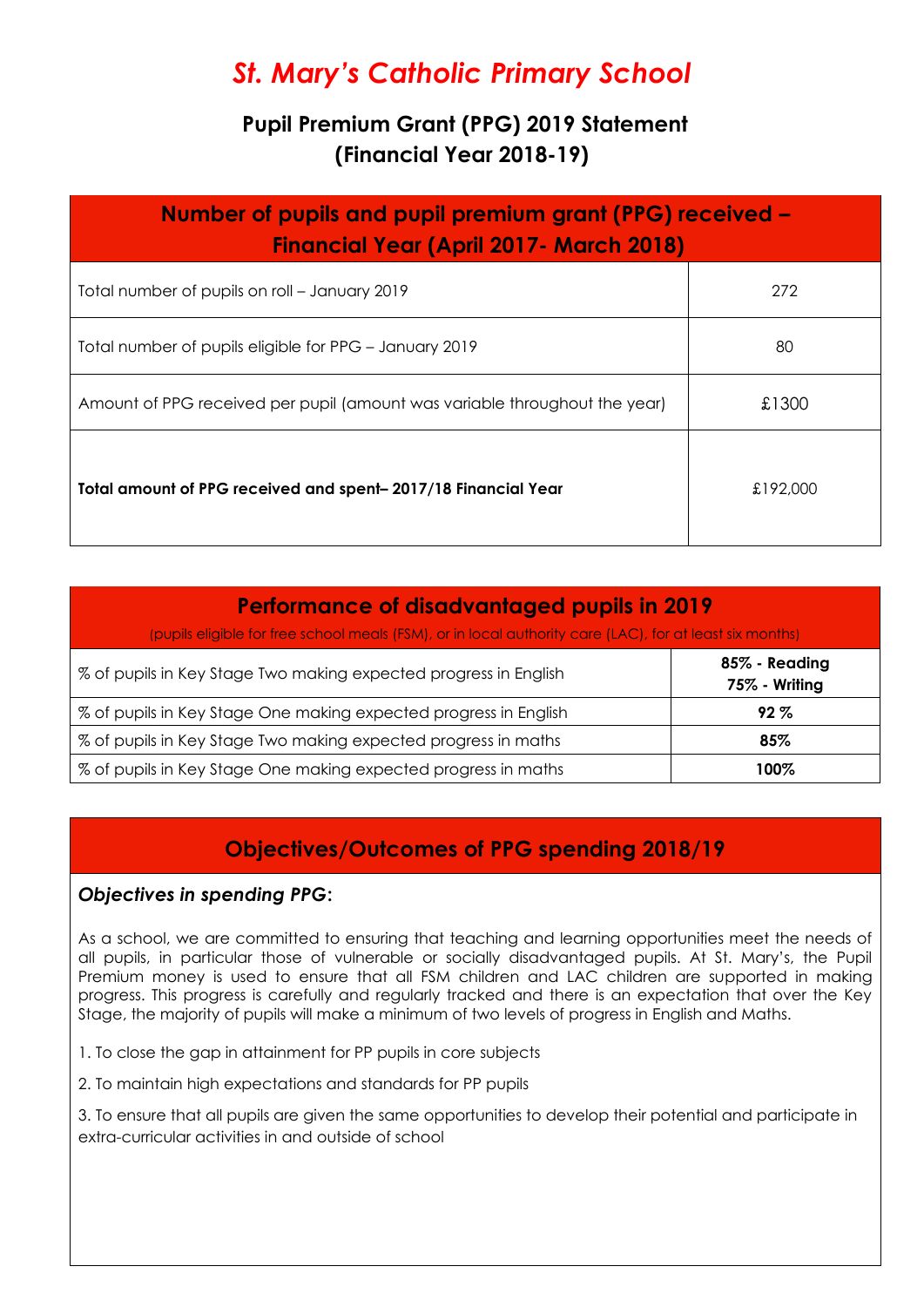# *St. Mary's Catholic Primary School*

## Pupil Premium Grant (PPG) 2019 Statement (Financial Year 2018-19)

| Number of pupils and pupil premium grant (PPG) received – Financial Year (April 2017- March 2018) | |
|---|---|
| Total number of pupils on roll – January 2019 | 272 |
| Total number of pupils eligible for PPG – January 2019 | 80 |
| Amount of PPG received per pupil (amount was variable throughout the year) | £1300 |
| **Total amount of PPG received and spent– 2017/18 Financial Year** | £192,000 |

| Performance of disadvantaged pupils in 2019 (pupils eligible for free school meals (FSM), or in local authority care (LAC), for at least six months) | |
|---|---|
| % of pupils in Key Stage Two making expected progress in English | **85% - Reading 75% - Writing** |
| % of pupils in Key Stage One making expected progress in English | **92 %** |
| % of pupils in Key Stage Two making expected progress in maths | **85%** |
| % of pupils in Key Stage One making expected progress in maths | **100%** |

## Objectives/Outcomes of PPG spending 2018/19

***Objectives in spending PPG*:**

As a school, we are committed to ensuring that teaching and learning opportunities meet the needs of all pupils, in particular those of vulnerable or socially disadvantaged pupils. At St. Mary's, the Pupil Premium money is used to ensure that all FSM children and LAC children are supported in making progress. This progress is carefully and regularly tracked and there is an expectation that over the Key Stage, the majority of pupils will make a minimum of two levels of progress in English and Maths.

1. To close the gap in attainment for PP pupils in core subjects

2. To maintain high expectations and standards for PP pupils

3. To ensure that all pupils are given the same opportunities to develop their potential and participate in extra-curricular activities in and outside of school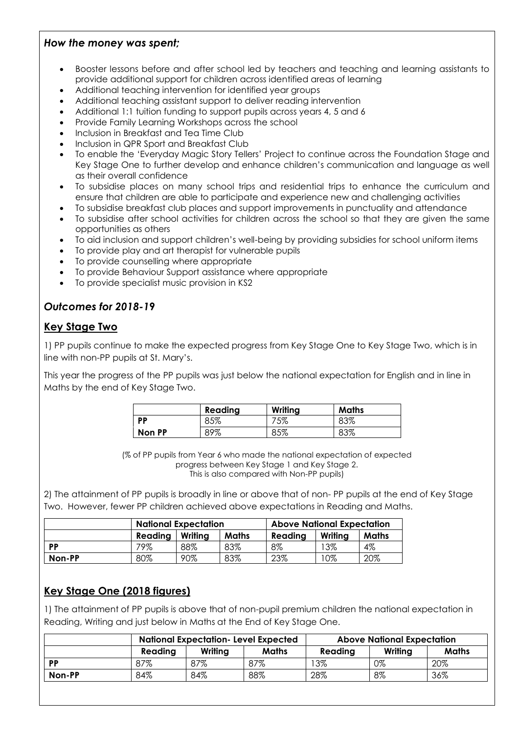### *How the money was spent;*

- Booster lessons before and after school led by teachers and teaching and learning assistants to provide additional support for children across identified areas of learning
- Additional teaching intervention for identified year groups
- Additional teaching assistant support to deliver reading intervention
- Additional 1:1 tuition funding to support pupils across years 4, 5 and 6
- Provide Family Learning Workshops across the school
- Inclusion in Breakfast and Tea Time Club
- Inclusion in QPR Sport and Breakfast Club
- To enable the 'Everyday Magic Story Tellers' Project to continue across the Foundation Stage and Key Stage One to further develop and enhance children's communication and language as well as their overall confidence
- To subsidise places on many school trips and residential trips to enhance the curriculum and ensure that children are able to participate and experience new and challenging activities
- To subsidise breakfast club places and support improvements in punctuality and attendance
- To subsidise after school activities for children across the school so that they are given the same opportunities as others
- To aid inclusion and support children's well-being by providing subsidies for school uniform items
- To provide play and art therapist for vulnerable pupils
- To provide counselling where appropriate
- To provide Behaviour Support assistance where appropriate
- To provide specialist music provision in KS2

### *Outcomes for 2018-19*

## **Key Stage Two**

1) PP pupils continue to make the expected progress from Key Stage One to Key Stage Two, which is in line with non-PP pupils at St. Mary's.

This year the progress of the PP pupils was just below the national expectation for English and in line in Maths by the end of Key Stage Two.

| | Reading | Writing | Maths |
|---|---|---|---|
| **PP** | 85% | 75% | 83% |
| **Non PP** | 89% | 85% | 83% |

(% of PP pupils from Year 6 who made the national expectation of expected progress between Key Stage 1 and Key Stage 2. This is also compared with Non-PP pupils)

2) The attainment of PP pupils is broadly in line or above that of non- PP pupils at the end of Key Stage Two. However, fewer PP children achieved above expectations in Reading and Maths.

| | National Expectation | | | Above National Expectation | | |
|---|---|---|---|---|---|---|
| | Reading | Writing | Maths | Reading | Writing | Maths |
| **PP** | 79% | 88% | 83% | 8% | 13% | 4% |
| **Non-PP** | 80% | 90% | 83% | 23% | 10% | 20% |

## **Key Stage One (2018 figures)**

1) The attainment of PP pupils is above that of non-pupil premium children the national expectation in Reading, Writing and just below in Maths at the End of Key Stage One.

| | National Expectation- Level Expected | | | Above National Expectation | | |
|---|---|---|---|---|---|---|
| | Reading | Writing | Maths | Reading | Writing | Maths |
| **PP** | 87% | 87% | 87% | 13% | 0% | 20% |
| **Non-PP** | 84% | 84% | 88% | 28% | 8% | 36% |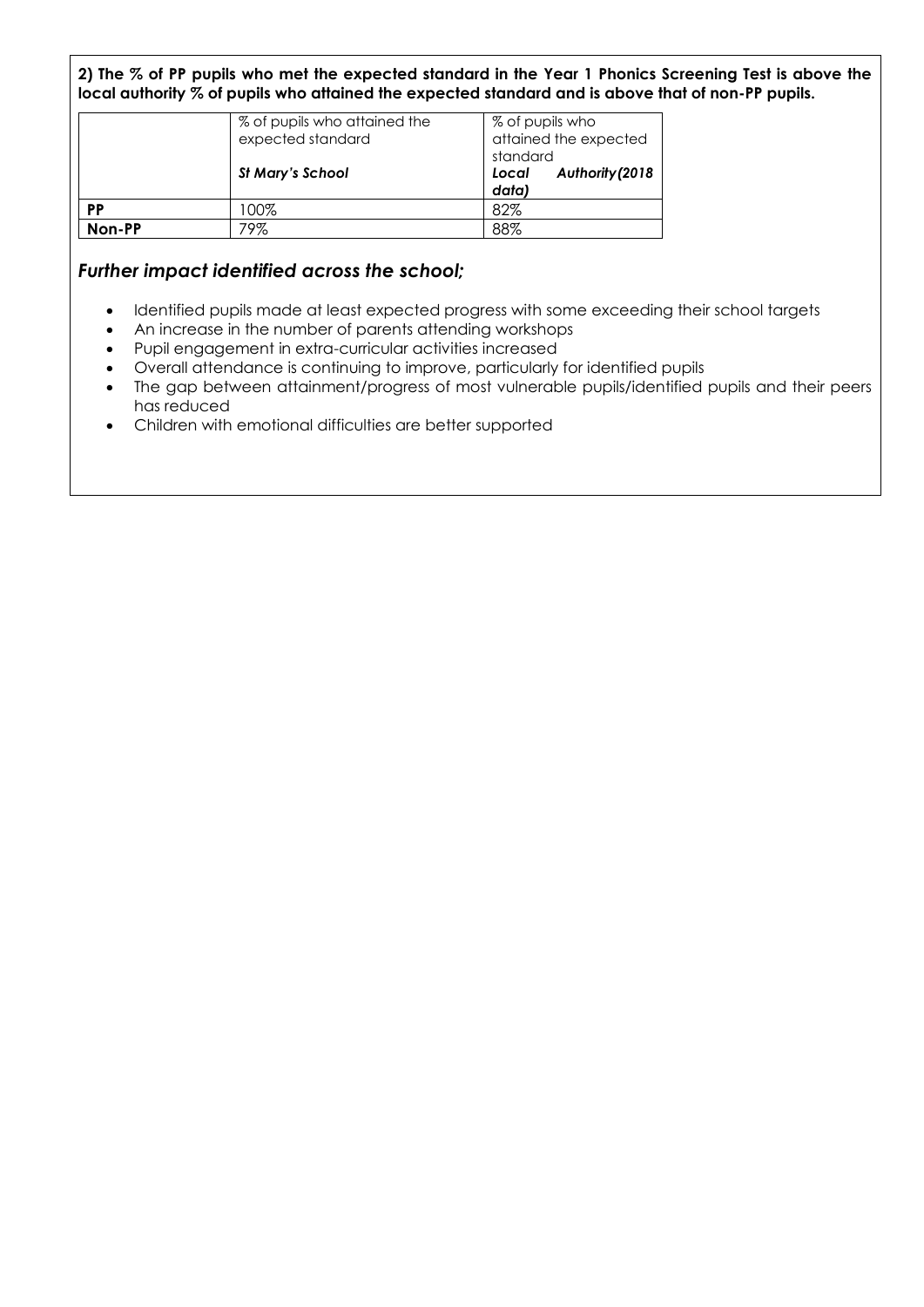**2) The % of PP pupils who met the expected standard in the Year 1 Phonics Screening Test is above the local authority % of pupils who attained the expected standard and is above that of non-PP pupils.**

| | % of pupils who attained the expected standard *St Mary's School* | % of pupils who attained the expected standard *Local Authority(2018 data)* |
|---|---|---|
| **PP** | 100% | 82% |
| **Non-PP** | 79% | 88% |

## *Further impact identified across the school;*

- Identified pupils made at least expected progress with some exceeding their school targets
- An increase in the number of parents attending workshops
- Pupil engagement in extra-curricular activities increased
- Overall attendance is continuing to improve, particularly for identified pupils
- The gap between attainment/progress of most vulnerable pupils/identified pupils and their peers has reduced
- Children with emotional difficulties are better supported